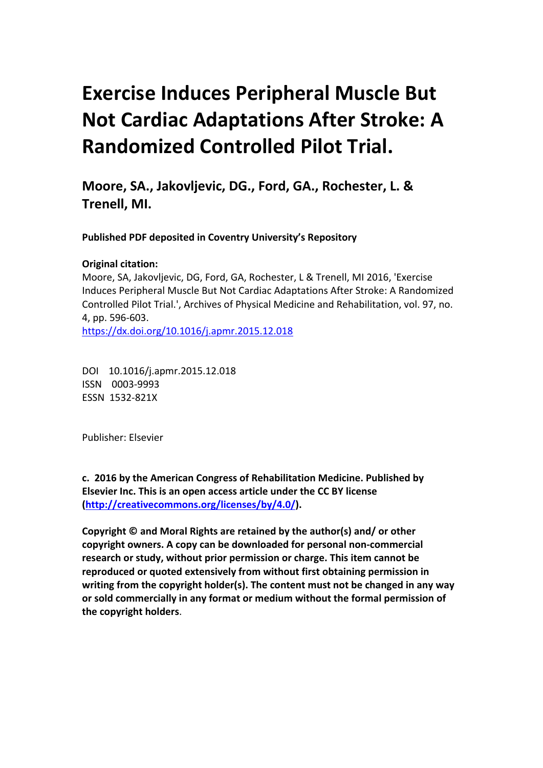# Exercise Induces Peripheral Muscle But Not Cardiac Adaptations After Stroke: A Randomized Controlled Pilot Trial.

## Moore, SA., Jakovljevic, DG., Ford, GA., Rochester, L. & Trenell, MI.

**Published PDF deposited in Coventry University's Repository**

**Original citation:**

Moore, SA, Jakovljevic, DG, Ford, GA, Rochester, L & Trenell, MI 2016, 'Exercise Induces Peripheral Muscle But Not Cardiac Adaptations After Stroke: A Randomized Controlled Pilot Trial.', Archives of Physical Medicine and Rehabilitation, vol. 97, no. 4, pp. 596-603.
https://dx.doi.org/10.1016/j.apmr.2015.12.018

DOI 10.1016/j.apmr.2015.12.018
ISSN 0003-9993
ESSN 1532-821X

Publisher: Elsevier

**c. 2016 by the American Congress of Rehabilitation Medicine. Published by Elsevier Inc. This is an open access article under the CC BY license (http://creativecommons.org/licenses/by/4.0/).**

**Copyright © and Moral Rights are retained by the author(s) and/ or other copyright owners. A copy can be downloaded for personal non-commercial research or study, without prior permission or charge. This item cannot be reproduced or quoted extensively from without first obtaining permission in writing from the copyright holder(s). The content must not be changed in any way or sold commercially in any format or medium without the formal permission of the copyright holders.**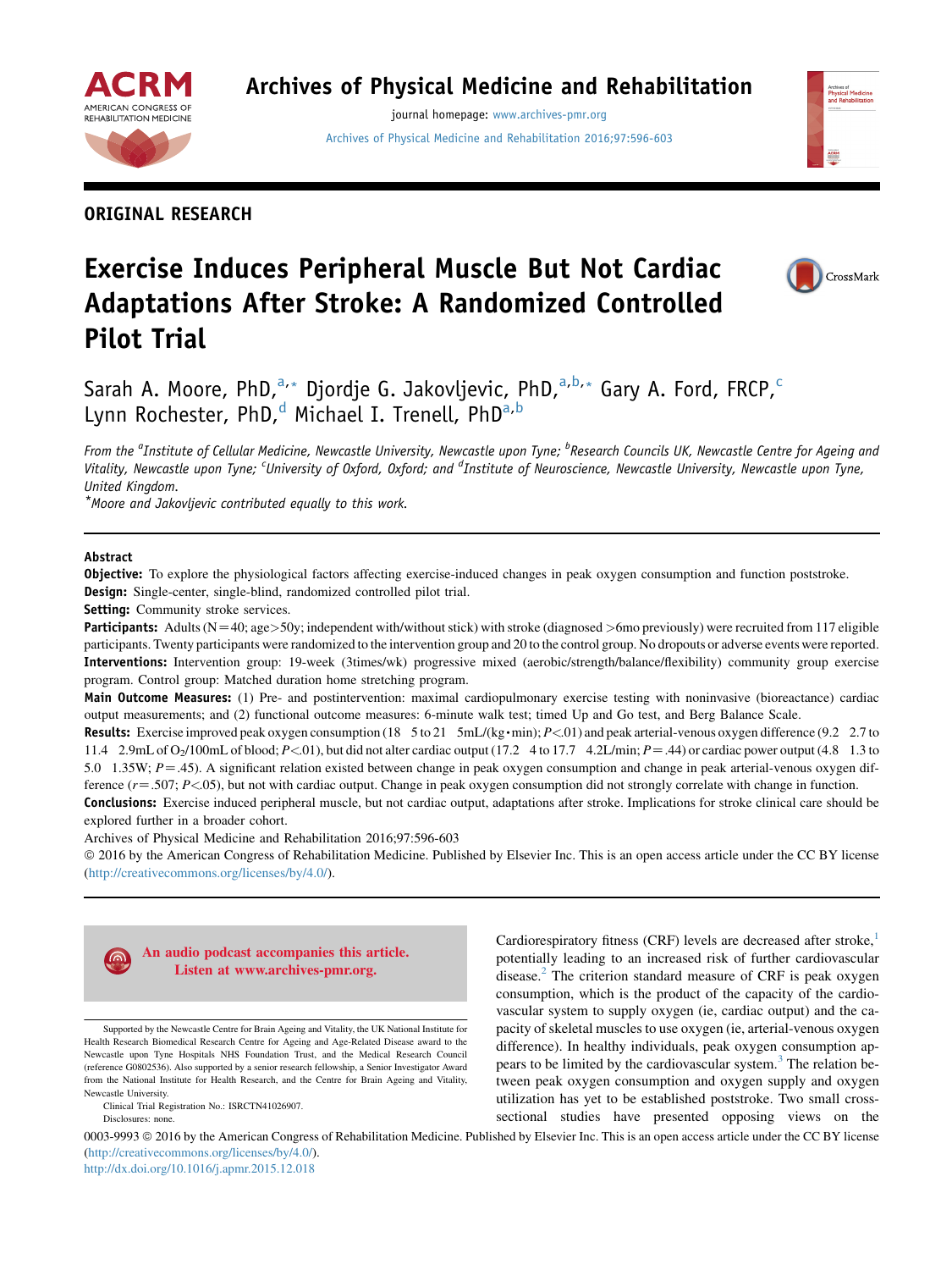## ORIGINAL RESEARCH

# Exercise Induces Peripheral Muscle But Not Cardiac Adaptations After Stroke: A Randomized Controlled Pilot Trial

Sarah A. Moore, PhD,[a,*] Djordje G. Jakovljevic, PhD,[a,b,*] Gary A. Ford, FRCP,[c] Lynn Rochester, PhD,[d] Michael I. Trenell, PhD[a,b]

*From the [a]Institute of Cellular Medicine, Newcastle University, Newcastle upon Tyne; [b]Research Councils UK, Newcastle Centre for Ageing and Vitality, Newcastle upon Tyne; [c]University of Oxford, Oxford; and [d]Institute of Neuroscience, Newcastle University, Newcastle upon Tyne, United Kingdom.*

*[*]Moore and Jakovljevic contributed equally to this work.*

### Abstract

**Objective:** To explore the physiological factors affecting exercise-induced changes in peak oxygen consumption and function poststroke.

**Design:** Single-center, single-blind, randomized controlled pilot trial.

**Setting:** Community stroke services.

**Participants:** Adults (N=40; age>50y; independent with/without stick) with stroke (diagnosed >6mo previously) were recruited from 117 eligible participants. Twenty participants were randomized to the intervention group and 20 to the control group. No dropouts or adverse events were reported.

**Interventions:** Intervention group: 19-week (3times/wk) progressive mixed (aerobic/strength/balance/flexibility) community group exercise program. Control group: Matched duration home stretching program.

**Main Outcome Measures:** (1) Pre- and postintervention: maximal cardiopulmonary exercise testing with noninvasive (bioreactance) cardiac output measurements; and (2) functional outcome measures: 6-minute walk test; timed Up and Go test, and Berg Balance Scale.

**Results:** Exercise improved peak oxygen consumption (18±5 to 21±5mL/(kg•min); $P<.01$) and peak arterial-venous oxygen difference (9.2±2.7 to 11.4±2.9mL of $O_2$/100mL of blood; $P<.01$), but did not alter cardiac output (17.2±4 to 17.7±4.2L/min; $P=.44$) or cardiac power output (4.8±1.3 to 5.0±1.35W; $P=.45$). A significant relation existed between change in peak oxygen consumption and change in peak arterial-venous oxygen difference ($r=.507$; $P<.05$), but not with cardiac output. Change in peak oxygen consumption did not strongly correlate with change in function.

**Conclusions:** Exercise induced peripheral muscle, but not cardiac output, adaptations after stroke. Implications for stroke clinical care should be explored further in a broader cohort.

Archives of Physical Medicine and Rehabilitation 2016;97:596-603

© 2016 by the American Congress of Rehabilitation Medicine. Published by Elsevier Inc. This is an open access article under the CC BY license (http://creativecommons.org/licenses/by/4.0/).

**An audio podcast accompanies this article. Listen at www.archives-pmr.org.**

Cardiorespiratory fitness (CRF) levels are decreased after stroke,[1] potentially leading to an increased risk of further cardiovascular disease.[2] The criterion standard measure of CRF is peak oxygen consumption, which is the product of the capacity of the cardiovascular system to supply oxygen (ie, cardiac output) and the capacity of skeletal muscles to use oxygen (ie, arterial-venous oxygen difference). In healthy individuals, peak oxygen consumption appears to be limited by the cardiovascular system.[3] The relation between peak oxygen consumption and oxygen supply and oxygen utilization has yet to be established poststroke. Two small cross-sectional studies have presented opposing views on the

Supported by the Newcastle Centre for Brain Ageing and Vitality, the UK National Institute for Health Research Biomedical Research Centre for Ageing and Age-Related Disease award to the Newcastle upon Tyne Hospitals NHS Foundation Trust, and the Medical Research Council (reference G0802536). Also supported by a senior research fellowship, a Senior Investigator Award from the National Institute for Health Research, and the Centre for Brain Ageing and Vitality, Newcastle University.

Clinical Trial Registration No.: ISRCTN41026907.

Disclosures: none.

0003-9993 © 2016 by the American Congress of Rehabilitation Medicine. Published by Elsevier Inc. This is an open access article under the CC BY license (http://creativecommons.org/licenses/by/4.0/).

http://dx.doi.org/10.1016/j.apmr.2015.12.018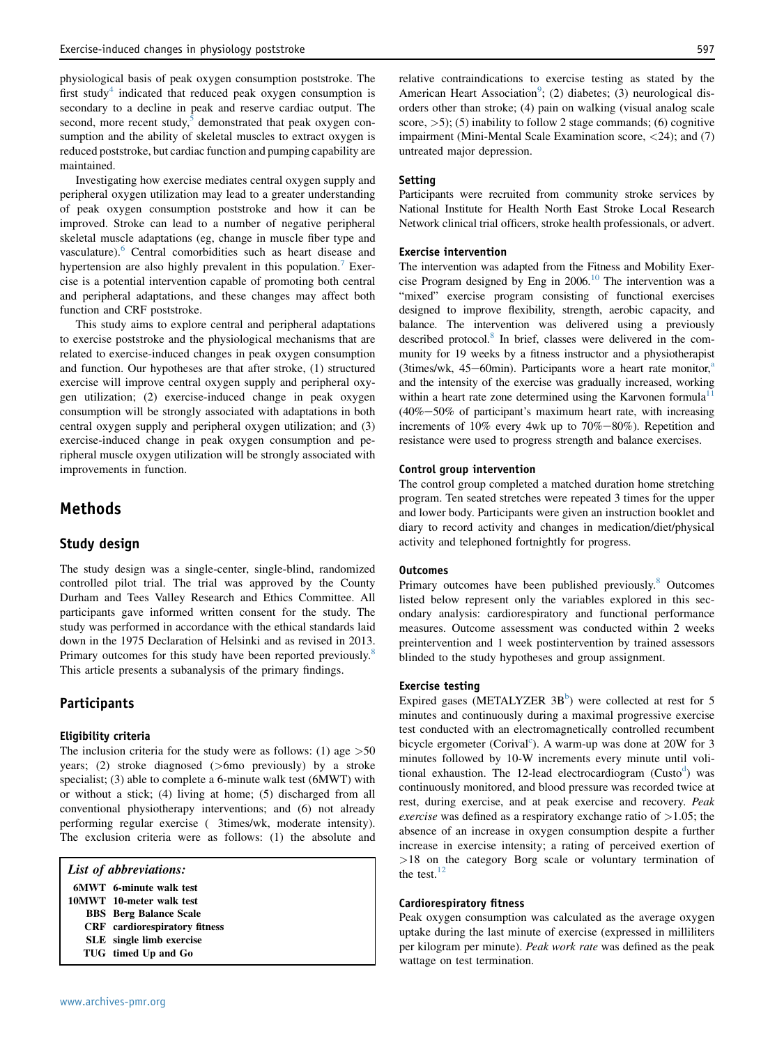physiological basis of peak oxygen consumption poststroke. The first study[4] indicated that reduced peak oxygen consumption is secondary to a decline in peak and reserve cardiac output. The second, more recent study,[5] demonstrated that peak oxygen consumption and the ability of skeletal muscles to extract oxygen is reduced poststroke, but cardiac function and pumping capability are maintained.

Investigating how exercise mediates central oxygen supply and peripheral oxygen utilization may lead to a greater understanding of peak oxygen consumption poststroke and how it can be improved. Stroke can lead to a number of negative peripheral skeletal muscle adaptations (eg, change in muscle fiber type and vasculature).[6] Central comorbidities such as heart disease and hypertension are also highly prevalent in this population.[7] Exercise is a potential intervention capable of promoting both central and peripheral adaptations, and these changes may affect both function and CRF poststroke.

This study aims to explore central and peripheral adaptations to exercise poststroke and the physiological mechanisms that are related to exercise-induced changes in peak oxygen consumption and function. Our hypotheses are that after stroke, (1) structured exercise will improve central oxygen supply and peripheral oxygen utilization; (2) exercise-induced change in peak oxygen consumption will be strongly associated with adaptations in both central oxygen supply and peripheral oxygen utilization; and (3) exercise-induced change in peak oxygen consumption and peripheral muscle oxygen utilization will be strongly associated with improvements in function.

# Methods

## Study design

The study design was a single-center, single-blind, randomized controlled pilot trial. The trial was approved by the County Durham and Tees Valley Research and Ethics Committee. All participants gave informed written consent for the study. The study was performed in accordance with the ethical standards laid down in the 1975 Declaration of Helsinki and as revised in 2013. Primary outcomes for this study have been reported previously.[8] This article presents a subanalysis of the primary findings.

## Participants

### Eligibility criteria

The inclusion criteria for the study were as follows: (1) age >50 years; (2) stroke diagnosed (>6mo previously) by a stroke specialist; (3) able to complete a 6-minute walk test (6MWT) with or without a stick; (4) living at home; (5) discharged from all conventional physiotherapy interventions; and (6) not already performing regular exercise ( 3times/wk, moderate intensity). The exclusion criteria were as follows: (1) the absolute and relative contraindications to exercise testing as stated by the American Heart Association[9]; (2) diabetes; (3) neurological disorders other than stroke; (4) pain on walking (visual analog scale score, >5); (5) inability to follow 2 stage commands; (6) cognitive impairment (Mini-Mental Scale Examination score, <24); and (7) untreated major depression.

*List of abbreviations:*

- **6MWT** 6-minute walk test
- **10MWT** 10-meter walk test
- **BBS** Berg Balance Scale
- **CRF** cardiorespiratory fitness
- **SLE** single limb exercise
- **TUG** timed Up and Go

### Setting

Participants were recruited from community stroke services by National Institute for Health North East Stroke Local Research Network clinical trial officers, stroke health professionals, or advert.

### Exercise intervention

The intervention was adapted from the Fitness and Mobility Exercise Program designed by Eng in 2006.[10] The intervention was a "mixed" exercise program consisting of functional exercises designed to improve flexibility, strength, aerobic capacity, and balance. The intervention was delivered using a previously described protocol.[8] In brief, classes were delivered in the community for 19 weeks by a fitness instructor and a physiotherapist (3times/wk, 45–60min). Participants wore a heart rate monitor,[a] and the intensity of the exercise was gradually increased, working within a heart rate zone determined using the Karvonen formula[11] (40%–50% of participant's maximum heart rate, with increasing increments of 10% every 4wk up to 70%–80%). Repetition and resistance were used to progress strength and balance exercises.

### Control group intervention

The control group completed a matched duration home stretching program. Ten seated stretches were repeated 3 times for the upper and lower body. Participants were given an instruction booklet and diary to record activity and changes in medication/diet/physical activity and telephoned fortnightly for progress.

### Outcomes

Primary outcomes have been published previously.[8] Outcomes listed below represent only the variables explored in this secondary analysis: cardiorespiratory and functional performance measures. Outcome assessment was conducted within 2 weeks preintervention and 1 week postintervention by trained assessors blinded to the study hypotheses and group assignment.

### Exercise testing

Expired gases (METALYZER 3B[b]) were collected at rest for 5 minutes and continuously during a maximal progressive exercise test conducted with an electromagnetically controlled recumbent bicycle ergometer (Corival[c]). A warm-up was done at 20W for 3 minutes followed by 10-W increments every minute until volitional exhaustion. The 12-lead electrocardiogram (Custo[d]) was continuously monitored, and blood pressure was recorded twice at rest, during exercise, and at peak exercise and recovery. *Peak exercise* was defined as a respiratory exchange ratio of >1.05; the absence of an increase in oxygen consumption despite a further increase in exercise intensity; a rating of perceived exertion of >18 on the category Borg scale or voluntary termination of the test.[12]

### Cardiorespiratory fitness

Peak oxygen consumption was calculated as the average oxygen uptake during the last minute of exercise (expressed in milliliters per kilogram per minute). *Peak work rate* was defined as the peak wattage on test termination.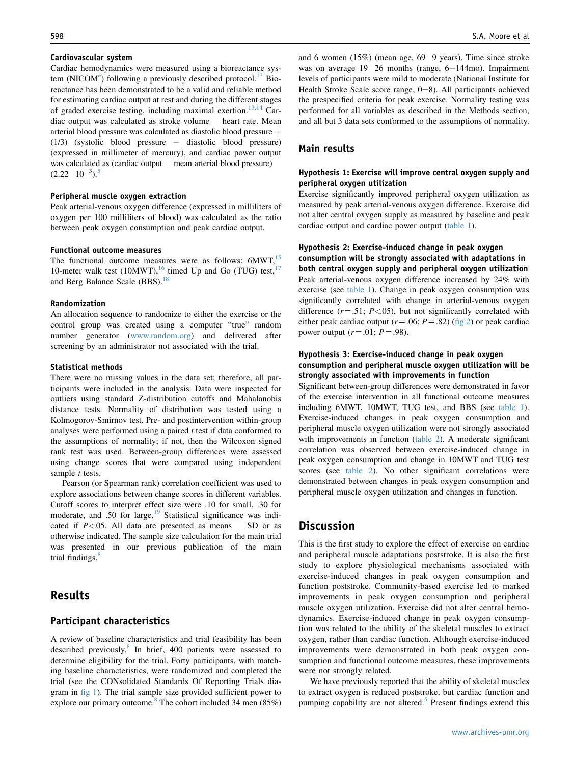#### Cardiovascular system

Cardiac hemodynamics were measured using a bioreactance system (NICOM[c]) following a previously described protocol.[13] Bioreactance has been demonstrated to be a valid and reliable method for estimating cardiac output at rest and during the different stages of graded exercise testing, including maximal exertion.[13,14] Cardiac output was calculated as stroke volume × heart rate. Mean arterial blood pressure was calculated as diastolic blood pressure + (1/3) (systolic blood pressure − diastolic blood pressure) (expressed in millimeter of mercury), and cardiac power output was calculated as (cardiac output × mean arterial blood pressure) $(2.22 \times 10^{-3})$.[5]

#### Peripheral muscle oxygen extraction

Peak arterial-venous oxygen difference (expressed in milliliters of oxygen per 100 milliliters of blood) was calculated as the ratio between peak oxygen consumption and peak cardiac output.

#### Functional outcome measures

The functional outcome measures were as follows: 6MWT,[15] 10-meter walk test (10MWT),[16] timed Up and Go (TUG) test,[17] and Berg Balance Scale (BBS).[18]

#### Randomization

An allocation sequence to randomize to either the exercise or the control group was created using a computer "true" random number generator (www.random.org) and delivered after screening by an administrator not associated with the trial.

#### Statistical methods

There were no missing values in the data set; therefore, all participants were included in the analysis. Data were inspected for outliers using standard Z-distribution cutoffs and Mahalanobis distance tests. Normality of distribution was tested using a Kolmogorov-Smirnov test. Pre- and postintervention within-group analyses were performed using a paired *t* test if data conformed to the assumptions of normality; if not, then the Wilcoxon signed rank test was used. Between-group differences were assessed using change scores that were compared using independent sample *t* tests.

Pearson (or Spearman rank) correlation coefficient was used to explore associations between change scores in different variables. Cutoff scores to interpret effect size were .10 for small, .30 for moderate, and .50 for large.[19] Statistical significance was indicated if $P<.05$. All data are presented as means ± SD or as otherwise indicated. The sample size calculation for the main trial was presented in our previous publication of the main trial findings.[8]

## Results

### Participant characteristics

A review of baseline characteristics and trial feasibility has been described previously.[8] In brief, 400 patients were assessed to determine eligibility for the trial. Forty participants, with matching baseline characteristics, were randomized and completed the trial (see the CONsolidated Standards Of Reporting Trials diagram in fig 1). The trial sample size provided sufficient power to explore our primary outcome.[8] The cohort included 34 men (85%) and 6 women (15%) (mean age, 69 ± 9 years). Time since stroke was on average 19 ± 26 months (range, 6−144mo). Impairment levels of participants were mild to moderate (National Institute for Health Stroke Scale score range, 0−8). All participants achieved the prespecified criteria for peak exercise. Normality testing was performed for all variables as described in the Methods section, and all but 3 data sets conformed to the assumptions of normality.

### Main results

#### Hypothesis 1: Exercise will improve central oxygen supply and peripheral oxygen utilization

Exercise significantly improved peripheral oxygen utilization as measured by peak arterial-venous oxygen difference. Exercise did not alter central oxygen supply as measured by baseline and peak cardiac output and cardiac power output (table 1).

#### Hypothesis 2: Exercise-induced change in peak oxygen consumption will be strongly associated with adaptations in both central oxygen supply and peripheral oxygen utilization

Peak arterial-venous oxygen difference increased by 24% with exercise (see table 1). Change in peak oxygen consumption was significantly correlated with change in arterial-venous oxygen difference ($r=.51$; $P<.05$), but not significantly correlated with either peak cardiac output ($r=.06$; $P=.82$) (fig 2) or peak cardiac power output ($r=.01$; $P=.98$).

#### Hypothesis 3: Exercise-induced change in peak oxygen consumption and peripheral muscle oxygen utilization will be strongly associated with improvements in function

Significant between-group differences were demonstrated in favor of the exercise intervention in all functional outcome measures including 6MWT, 10MWT, TUG test, and BBS (see table 1). Exercise-induced changes in peak oxygen consumption and peripheral muscle oxygen utilization were not strongly associated with improvements in function (table 2). A moderate significant correlation was observed between exercise-induced change in peak oxygen consumption and change in 10MWT and TUG test scores (see table 2). No other significant correlations were demonstrated between changes in peak oxygen consumption and peripheral muscle oxygen utilization and changes in function.

## Discussion

This is the first study to explore the effect of exercise on cardiac and peripheral muscle adaptations poststroke. It is also the first study to explore physiological mechanisms associated with exercise-induced changes in peak oxygen consumption and function poststroke. Community-based exercise led to marked improvements in peak oxygen consumption and peripheral muscle oxygen utilization. Exercise did not alter central hemodynamics. Exercise-induced change in peak oxygen consumption was related to the ability of the skeletal muscles to extract oxygen, rather than cardiac function. Although exercise-induced improvements were demonstrated in both peak oxygen consumption and functional outcome measures, these improvements were not strongly related.

We have previously reported that the ability of skeletal muscles to extract oxygen is reduced poststroke, but cardiac function and pumping capability are not altered.[5] Present findings extend this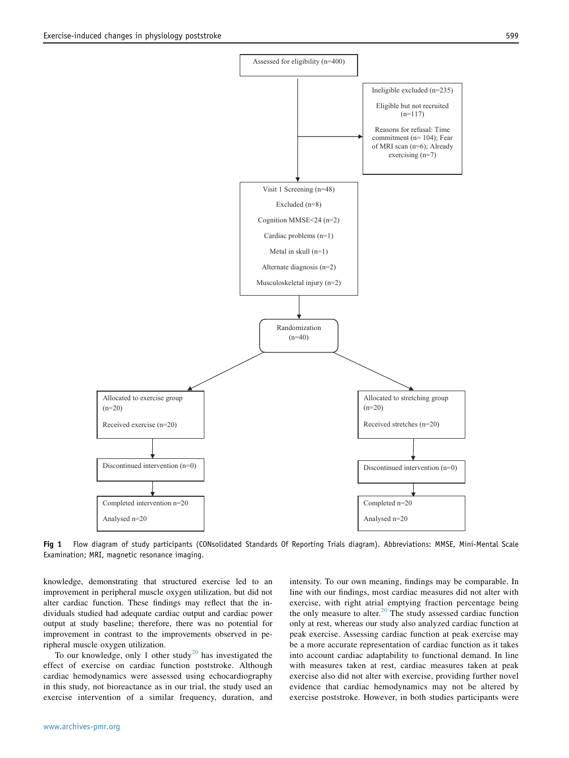Assessed for eligibility (n=400)

Ineligible excluded (n=235)

Eligible but not recruited (n=117)

Reasons for refusal: Time commitment (n= 104); Fear of MRI scan (n=6); Already exercising (n=7)

Visit 1 Screening (n=48)

Excluded (n=8)

Cognition MMSE<24 (n=2)

Cardiac problems (n=1)

Metal in skull (n=1)

Alternate diagnosis (n=2)

Musculoskeletal injury (n=2)

Randomization (n=40)

Allocated to exercise group (n=20)

Received exercise (n=20)

Discontinued intervention (n=0)

Completed intervention n=20

Analysed n=20

Allocated to stretching group (n=20)

Received stretches (n=20)

Discontinued intervention (n=0)

Completed n=20

Analysed n=20

**Fig 1** Flow diagram of study participants (CONsolidated Standards Of Reporting Trials diagram). Abbreviations: MMSE, Mini-Mental Scale Examination; MRI, magnetic resonance imaging.

knowledge, demonstrating that structured exercise led to an improvement in peripheral muscle oxygen utilization, but did not alter cardiac function. These findings may reflect that the individuals studied had adequate cardiac output and cardiac power output at study baseline; therefore, there was no potential for improvement in contrast to the improvements observed in peripheral muscle oxygen utilization.

To our knowledge, only 1 other study[20] has investigated the effect of exercise on cardiac function poststroke. Although cardiac hemodynamics were assessed using echocardiography in this study, not bioreactance as in our trial, the study used an exercise intervention of a similar frequency, duration, and intensity. To our own meaning, findings may be comparable. In line with our findings, most cardiac measures did not alter with exercise, with right atrial emptying fraction percentage being the only measure to alter.[20] The study assessed cardiac function only at rest, whereas our study also analyzed cardiac function at peak exercise. Assessing cardiac function at peak exercise may be a more accurate representation of cardiac function as it takes into account cardiac adaptability to functional demand. In line with measures taken at rest, cardiac measures taken at peak exercise also did not alter with exercise, providing further novel evidence that cardiac hemodynamics may not be altered by exercise poststroke. However, in both studies participants were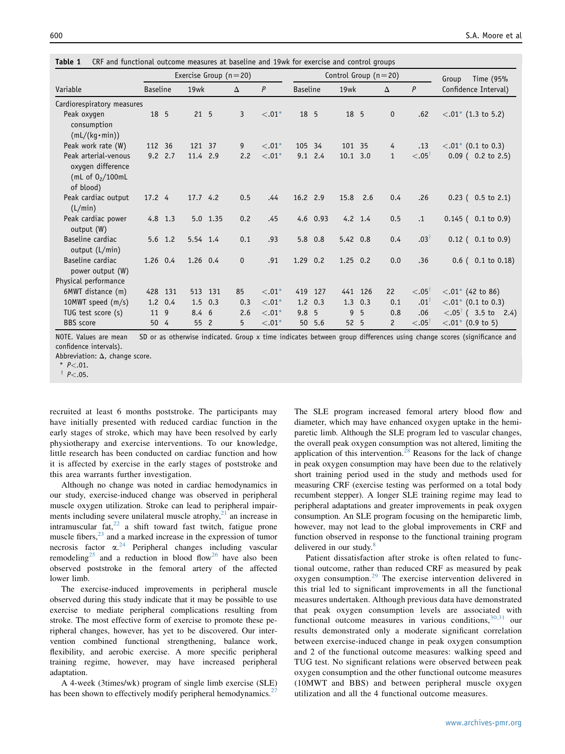**Table 1** CRF and functional outcome measures at baseline and 19wk for exercise and control groups

| Variable | Exercise Group (n=20) | | | | Control Group (n=20) | | | | Group Time (95% Confidence Interval) |
|---|---|---|---|---|---|---|---|---|---|
| | Baseline | 19wk | Δ | P | Baseline | 19wk | Δ | P | |
| Cardiorespiratory measures | | | | | | | | | |
| Peak oxygen consumption (mL/(kg•min)) | 18 5 | 21 5 | 3 | <.01* | 18 5 | 18 5 | 0 | .62 | <.01* (1.3 to 5.2) |
| Peak work rate (W) | 112 36 | 121 37 | 9 | <.01* | 105 34 | 101 35 | 4 | .13 | <.01* (0.1 to 0.3) |
| Peak arterial-venous oxygen difference (mL of $O_2$/100mL of blood) | 9.2 2.7 | 11.4 2.9 | 2.2 | <.01* | 9.1 2.4 | 10.1 3.0 | 1 | <.05† | 0.09 ( 0.2 to 2.5) |
| Peak cardiac output (L/min) | 17.2 4 | 17.7 4.2 | 0.5 | .44 | 16.2 2.9 | 15.8 2.6 | 0.4 | .26 | 0.23 ( 0.5 to 2.1) |
| Peak cardiac power output (W) | 4.8 1.3 | 5.0 1.35 | 0.2 | .45 | 4.6 0.93 | 4.2 1.4 | 0.5 | .1 | 0.145 ( 0.1 to 0.9) |
| Baseline cardiac output (L/min) | 5.6 1.2 | 5.54 1.4 | 0.1 | .93 | 5.8 0.8 | 5.42 0.8 | 0.4 | .03† | 0.12 ( 0.1 to 0.9) |
| Baseline cardiac power output (W) | 1.26 0.4 | 1.26 0.4 | 0 | .91 | 1.29 0.2 | 1.25 0.2 | 0.0 | .36 | 0.6 ( 0.1 to 0.18) |
| Physical performance | | | | | | | | | |
| 6MWT distance (m) | 428 131 | 513 131 | 85 | <.01* | 419 127 | 441 126 | 22 | <.05† | <.01* (42 to 86) |
| 10MWT speed (m/s) | 1.2 0.4 | 1.5 0.3 | 0.3 | <.01* | 1.2 0.3 | 1.3 0.3 | 0.1 | .01† | <.01* (0.1 to 0.3) |
| TUG test score (s) | 11 9 | 8.4 6 | 2.6 | <.01* | 9.8 5 | 9 5 | 0.8 | .06 | <.05† ( 3.5 to 2.4) |
| BBS score | 50 4 | 55 2 | 5 | <.01* | 50 5.6 | 52 5 | 2 | <.05† | <.01* (0.9 to 5) |

NOTE. Values are mean SD or as otherwise indicated. Group x time indicates between group differences using change scores (significance and confidence intervals).
Abbreviation: Δ, change score.
* $P<.01$.
† $P<.05$.

recruited at least 6 months poststroke. The participants may have initially presented with reduced cardiac function in the early stages of stroke, which may have been resolved by early physiotherapy and exercise interventions. To our knowledge, little research has been conducted on cardiac function and how it is affected by exercise in the early stages of poststroke and this area warrants further investigation.

Although no change was noted in cardiac hemodynamics in our study, exercise-induced change was observed in peripheral muscle oxygen utilization. Stroke can lead to peripheral impairments including severe unilateral muscle atrophy,[21] an increase in intramuscular fat,[22] a shift toward fast twitch, fatigue prone muscle fibers,[23] and a marked increase in the expression of tumor necrosis factor α.[24] Peripheral changes including vascular remodeling[25] and a reduction in blood flow[26] have also been observed poststroke in the femoral artery of the affected lower limb.

The exercise-induced improvements in peripheral muscle observed during this study indicate that it may be possible to use exercise to mediate peripheral complications resulting from stroke. The most effective form of exercise to promote these peripheral changes, however, has yet to be discovered. Our intervention combined functional strengthening, balance work, flexibility, and aerobic exercise. A more specific peripheral training regime, however, may have increased peripheral adaptation.

A 4-week (3times/wk) program of single limb exercise (SLE) has been shown to effectively modify peripheral hemodynamics.[27] The SLE program increased femoral artery blood flow and diameter, which may have enhanced oxygen uptake in the hemiparetic limb. Although the SLE program led to vascular changes, the overall peak oxygen consumption was not altered, limiting the application of this intervention.[28] Reasons for the lack of change in peak oxygen consumption may have been due to the relatively short training period used in the study and methods used for measuring CRF (exercise testing was performed on a total body recumbent stepper). A longer SLE training regime may lead to peripheral adaptations and greater improvements in peak oxygen consumption. An SLE program focusing on the hemiparetic limb, however, may not lead to the global improvements in CRF and function observed in response to the functional training program delivered in our study.[8]

Patient dissatisfaction after stroke is often related to functional outcome, rather than reduced CRF as measured by peak oxygen consumption.[29] The exercise intervention delivered in this trial led to significant improvements in all the functional measures undertaken. Although previous data have demonstrated that peak oxygen consumption levels are associated with functional outcome measures in various conditions,[30,31] our results demonstrated only a moderate significant correlation between exercise-induced change in peak oxygen consumption and 2 of the functional outcome measures: walking speed and TUG test. No significant relations were observed between peak oxygen consumption and the other functional outcome measures (10MWT and BBS) and between peripheral muscle oxygen utilization and all the 4 functional outcome measures.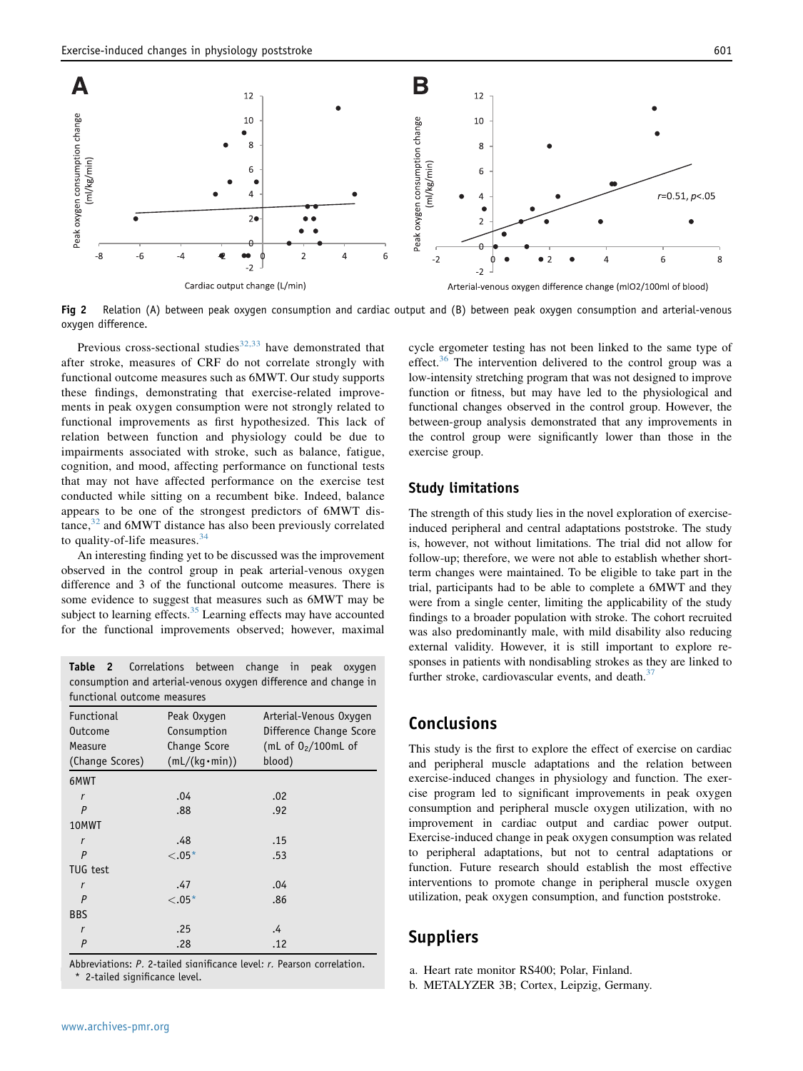A

Peak oxygen consumption change (ml/kg/min)

12
10
8
6
4
2
0
-2

-8 -6 -4 -2 0 2 4 6

Cardiac output change (L/min)

B

Peak oxygen consumption change (ml/kg/min)

12
10
8
6
4
2
0
-2

-2 0 2 4 6 8

r=0.51, p<.05

Arterial-venous oxygen difference change (mlO2/100ml of blood)

**Fig 2** Relation (A) between peak oxygen consumption and cardiac output and (B) between peak oxygen consumption and arterial-venous oxygen difference.

Previous cross-sectional studies[32,33] have demonstrated that after stroke, measures of CRF do not correlate strongly with functional outcome measures such as 6MWT. Our study supports these findings, demonstrating that exercise-related improvements in peak oxygen consumption were not strongly related to functional improvements as first hypothesized. This lack of relation between function and physiology could be due to impairments associated with stroke, such as balance, fatigue, cognition, and mood, affecting performance on functional tests that may not have affected performance on the exercise test conducted while sitting on a recumbent bike. Indeed, balance appears to be one of the strongest predictors of 6MWT distance,[32] and 6MWT distance has also been previously correlated to quality-of-life measures.[34]

An interesting finding yet to be discussed was the improvement observed in the control group in peak arterial-venous oxygen difference and 3 of the functional outcome measures. There is some evidence to suggest that measures such as 6MWT may be subject to learning effects.[35] Learning effects may have accounted for the functional improvements observed; however, maximal cycle ergometer testing has not been linked to the same type of effect.[36] The intervention delivered to the control group was a low-intensity stretching program that was not designed to improve function or fitness, but may have led to the physiological and functional changes observed in the control group. However, the between-group analysis demonstrated that any improvements in the control group were significantly lower than those in the exercise group.

**Table 2** Correlations between change in peak oxygen consumption and arterial-venous oxygen difference and change in functional outcome measures

| Functional Outcome Measure (Change Scores) | Peak Oxygen Consumption Change Score (mL/(kg·min)) | Arterial-Venous Oxygen Difference Change Score (mL of $O_2$/100mL of blood) |
|---|---|---|
| 6MWT | | |
| *r* | .04 | .02 |
| *P* | .88 | .92 |
| 10MWT | | |
| *r* | .48 | .15 |
| *P* | <.05* | .53 |
| TUG test | | |
| *r* | .47 | .04 |
| *P* | <.05* | .86 |
| BBS | | |
| *r* | .25 | .4 |
| *P* | .28 | .12 |

Abbreviations: *P*, 2-tailed significance level; *r*, Pearson correlation.
* 2-tailed significance level.

## Study limitations

The strength of this study lies in the novel exploration of exercise-induced peripheral and central adaptations poststroke. The study is, however, not without limitations. The trial did not allow for follow-up; therefore, we were not able to establish whether short-term changes were maintained. To be eligible to take part in the trial, participants had to be able to complete a 6MWT and they were from a single center, limiting the applicability of the study findings to a broader population with stroke. The cohort recruited was also predominantly male, with mild disability also reducing external validity. However, it is still important to explore responses in patients with nondisabling strokes as they are linked to further stroke, cardiovascular events, and death.[37]

## Conclusions

This study is the first to explore the effect of exercise on cardiac and peripheral muscle adaptations and the relation between exercise-induced changes in physiology and function. The exercise program led to significant improvements in peak oxygen consumption and peripheral muscle oxygen utilization, with no improvement in cardiac output and cardiac power output. Exercise-induced change in peak oxygen consumption was related to peripheral adaptations, but not to central adaptations or function. Future research should establish the most effective interventions to promote change in peripheral muscle oxygen utilization, peak oxygen consumption, and function poststroke.

## Suppliers

a. Heart rate monitor RS400; Polar, Finland.
b. METALYZER 3B; Cortex, Leipzig, Germany.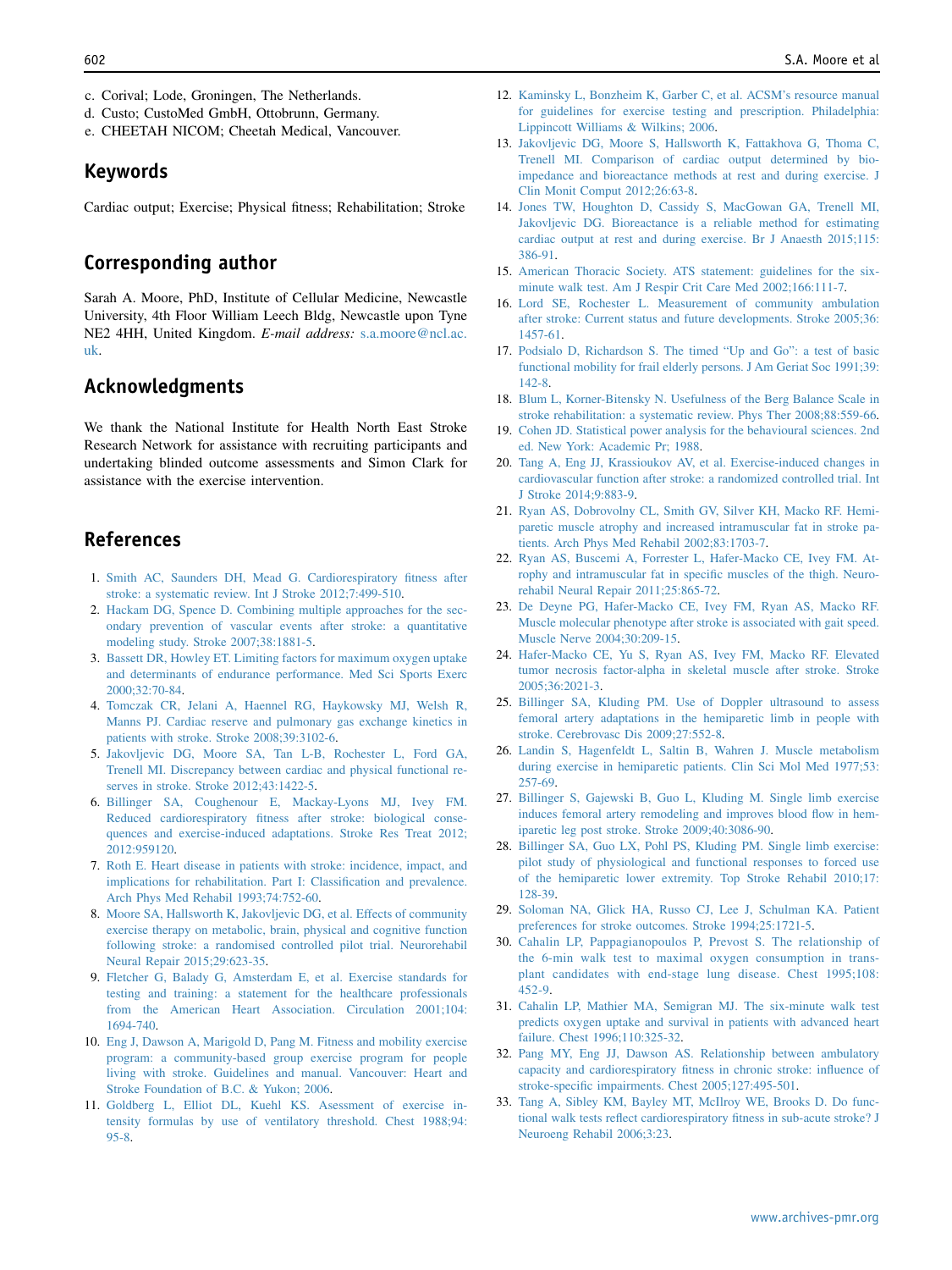c. Corival; Lode, Groningen, The Netherlands.
d. Custo; CustoMed GmbH, Ottobrunn, Germany.
e. CHEETAH NICOM; Cheetah Medical, Vancouver.

## Keywords

Cardiac output; Exercise; Physical fitness; Rehabilitation; Stroke

## Corresponding author

Sarah A. Moore, PhD, Institute of Cellular Medicine, Newcastle University, 4th Floor William Leech Bldg, Newcastle upon Tyne NE2 4HH, United Kingdom. *E-mail address:* s.a.moore@ncl.ac.uk.

## Acknowledgments

We thank the National Institute for Health North East Stroke Research Network for assistance with recruiting participants and undertaking blinded outcome assessments and Simon Clark for assistance with the exercise intervention.

## References

1. Smith AC, Saunders DH, Mead G. Cardiorespiratory fitness after stroke: a systematic review. Int J Stroke 2012;7:499-510.
2. Hackam DG, Spence D. Combining multiple approaches for the secondary prevention of vascular events after stroke: a quantitative modeling study. Stroke 2007;38:1881-5.
3. Bassett DR, Howley ET. Limiting factors for maximum oxygen uptake and determinants of endurance performance. Med Sci Sports Exerc 2000;32:70-84.
4. Tomczak CR, Jelani A, Haennel RG, Haykowsky MJ, Welsh R, Manns PJ. Cardiac reserve and pulmonary gas exchange kinetics in patients with stroke. Stroke 2008;39:3102-6.
5. Jakovljevic DG, Moore SA, Tan L-B, Rochester L, Ford GA, Trenell MI. Discrepancy between cardiac and physical functional reserves in stroke. Stroke 2012;43:1422-5.
6. Billinger SA, Coughenour E, Mackay-Lyons MJ, Ivey FM. Reduced cardiorespiratory fitness after stroke: biological consequences and exercise-induced adaptations. Stroke Res Treat 2012; 2012:959120.
7. Roth E. Heart disease in patients with stroke: incidence, impact, and implications for rehabilitation. Part I: Classification and prevalence. Arch Phys Med Rehabil 1993;74:752-60.
8. Moore SA, Hallsworth K, Jakovljevic DG, et al. Effects of community exercise therapy on metabolic, brain, physical and cognitive function following stroke: a randomised controlled pilot trial. Neurorehabil Neural Repair 2015;29:623-35.
9. Fletcher G, Balady G, Amsterdam E, et al. Exercise standards for testing and training: a statement for the healthcare professionals from the American Heart Association. Circulation 2001;104: 1694-740.
10. Eng J, Dawson A, Marigold D, Pang M. Fitness and mobility exercise program: a community-based group exercise program for people living with stroke. Guidelines and manual. Vancouver: Heart and Stroke Foundation of B.C. & Yukon; 2006.
11. Goldberg L, Elliot DL, Kuehl KS. Assessment of exercise intensity formulas by use of ventilatory threshold. Chest 1988;94: 95-8.
12. Kaminsky L, Bonzheim K, Garber C, et al. ACSM's resource manual for guidelines for exercise testing and prescription. Philadelphia: Lippincott Williams & Wilkins; 2006.
13. Jakovljevic DG, Moore S, Hallsworth K, Fattakhova G, Thoma C, Trenell MI. Comparison of cardiac output determined by bioimpedance and bioreactance methods at rest and during exercise. J Clin Monit Comput 2012;26:63-8.
14. Jones TW, Houghton D, Cassidy S, MacGowan GA, Trenell MI, Jakovljevic DG. Bioreactance is a reliable method for estimating cardiac output at rest and during exercise. Br J Anaesth 2015;115: 386-91.
15. American Thoracic Society. ATS statement: guidelines for the six-minute walk test. Am J Respir Crit Care Med 2002;166:111-7.
16. Lord SE, Rochester L. Measurement of community ambulation after stroke: Current status and future developments. Stroke 2005;36: 1457-61.
17. Podsialo D, Richardson S. The timed "Up and Go": a test of basic functional mobility for frail elderly persons. J Am Geriat Soc 1991;39: 142-8.
18. Blum L, Korner-Bitensky N. Usefulness of the Berg Balance Scale in stroke rehabilitation: a systematic review. Phys Ther 2008;88:559-66.
19. Cohen JD. Statistical power analysis for the behavioural sciences. 2nd ed. New York: Academic Pr; 1988.
20. Tang A, Eng JJ, Krassioukov AV, et al. Exercise-induced changes in cardiovascular function after stroke: a randomized controlled trial. Int J Stroke 2014;9:883-9.
21. Ryan AS, Dobrovolny CL, Smith GV, Silver KH, Macko RF. Hemiparetic muscle atrophy and increased intramuscular fat in stroke patients. Arch Phys Med Rehabil 2002;83:1703-7.
22. Ryan AS, Buscemi A, Forrester L, Hafer-Macko CE, Ivey FM. Atrophy and intramuscular fat in specific muscles of the thigh. Neurorehabil Neural Repair 2011;25:865-72.
23. De Deyne PG, Hafer-Macko CE, Ivey FM, Ryan AS, Macko RF. Muscle molecular phenotype after stroke is associated with gait speed. Muscle Nerve 2004;30:209-15.
24. Hafer-Macko CE, Yu S, Ryan AS, Ivey FM, Macko RF. Elevated tumor necrosis factor-alpha in skeletal muscle after stroke. Stroke 2005;36:2021-3.
25. Billinger SA, Kluding PM. Use of Doppler ultrasound to assess femoral artery adaptations in the hemiparetic limb in people with stroke. Cerebrovasc Dis 2009;27:552-8.
26. Landin S, Hagenfeldt L, Saltin B, Wahren J. Muscle metabolism during exercise in hemiparetic patients. Clin Sci Mol Med 1977;53: 257-69.
27. Billinger S, Gajewski B, Guo L, Kluding M. Single limb exercise induces femoral artery remodeling and improves blood flow in hemiparetic leg post stroke. Stroke 2009;40:3086-90.
28. Billinger SA, Guo LX, Pohl PS, Kluding PM. Single limb exercise: pilot study of physiological and functional responses to forced use of the hemiparetic lower extremity. Top Stroke Rehabil 2010;17: 128-39.
29. Soloman NA, Glick HA, Russo CJ, Lee J, Schulman KA. Patient preferences for stroke outcomes. Stroke 1994;25:1721-5.
30. Cahalin LP, Pappagianopoulos P, Prevost S. The relationship of the 6-min walk test to maximal oxygen consumption in transplant candidates with end-stage lung disease. Chest 1995;108: 452-9.
31. Cahalin LP, Mathier MA, Semigran MJ. The six-minute walk test predicts oxygen uptake and survival in patients with advanced heart failure. Chest 1996;110:325-32.
32. Pang MY, Eng JJ, Dawson AS. Relationship between ambulatory capacity and cardiorespiratory fitness in chronic stroke: influence of stroke-specific impairments. Chest 2005;127:495-501.
33. Tang A, Sibley KM, Bayley MT, McIlroy WE, Brooks D. Do functional walk tests reflect cardiorespiratory fitness in sub-acute stroke? J Neuroeng Rehabil 2006;3:23.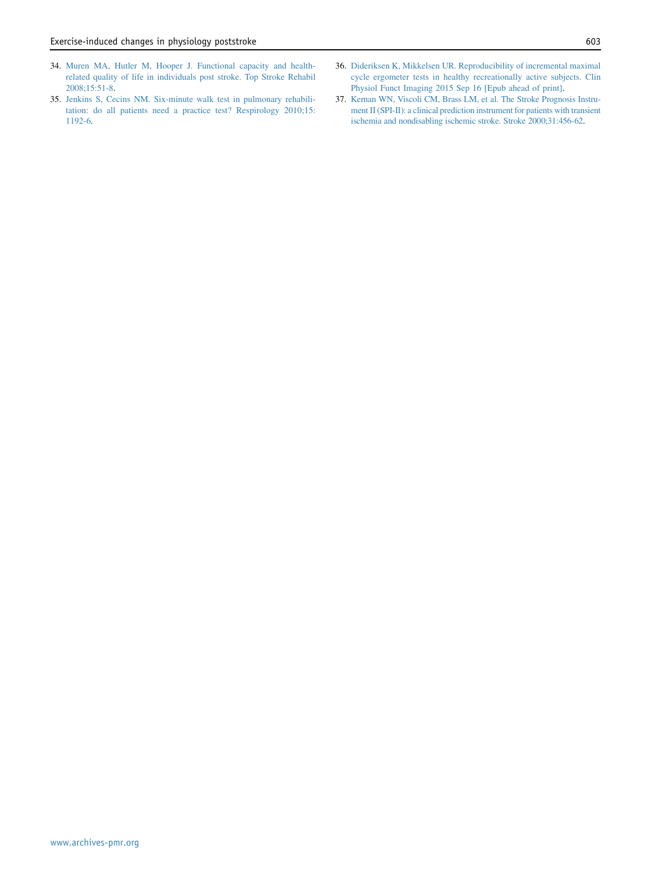34. Muren MA, Hutler M, Hooper J. Functional capacity and health-related quality of life in individuals post stroke. Top Stroke Rehabil 2008;15:51-8.
35. Jenkins S, Cecins NM. Six-minute walk test in pulmonary rehabilitation: do all patients need a practice test? Respirology 2010;15:1192-6.
36. Dideriksen K, Mikkelsen UR. Reproducibility of incremental maximal cycle ergometer tests in healthy recreationally active subjects. Clin Physiol Funct Imaging 2015 Sep 16 [Epub ahead of print].
37. Kernan WN, Viscoli CM, Brass LM, et al. The Stroke Prognosis Instrument II (SPI-II): a clinical prediction instrument for patients with transient ischemia and nondisabling ischemic stroke. Stroke 2000;31:456-62.